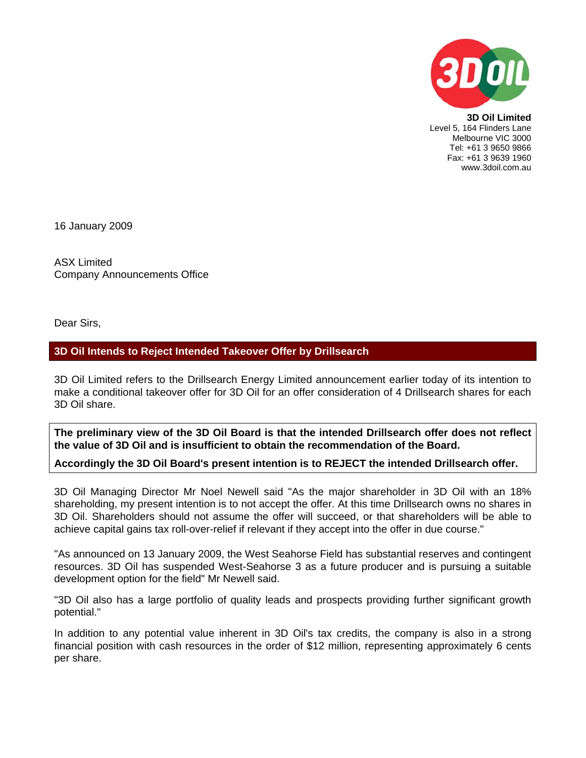**3D Oil Limited**
Level 5, 164 Flinders Lane
Melbourne VIC 3000
Tel: +61 3 9650 9866
Fax: +61 3 9639 1960
www.3doil.com.au

16 January 2009

ASX Limited
Company Announcements Office

Dear Sirs,

## 3D Oil Intends to Reject Intended Takeover Offer by Drillsearch

3D Oil Limited refers to the Drillsearch Energy Limited announcement earlier today of its intention to make a conditional takeover offer for 3D Oil for an offer consideration of 4 Drillsearch shares for each 3D Oil share.

**The preliminary view of the 3D Oil Board is that the intended Drillsearch offer does not reflect the value of 3D Oil and is insufficient to obtain the recommendation of the Board.**

**Accordingly the 3D Oil Board's present intention is to REJECT the intended Drillsearch offer.**

3D Oil Managing Director Mr Noel Newell said "As the major shareholder in 3D Oil with an 18% shareholding, my present intention is to not accept the offer. At this time Drillsearch owns no shares in 3D Oil. Shareholders should not assume the offer will succeed, or that shareholders will be able to achieve capital gains tax roll-over-relief if relevant if they accept into the offer in due course."

"As announced on 13 January 2009, the West Seahorse Field has substantial reserves and contingent resources. 3D Oil has suspended West-Seahorse 3 as a future producer and is pursuing a suitable development option for the field" Mr Newell said.

"3D Oil also has a large portfolio of quality leads and prospects providing further significant growth potential."

In addition to any potential value inherent in 3D Oil's tax credits, the company is also in a strong financial position with cash resources in the order of $12 million, representing approximately 6 cents per share.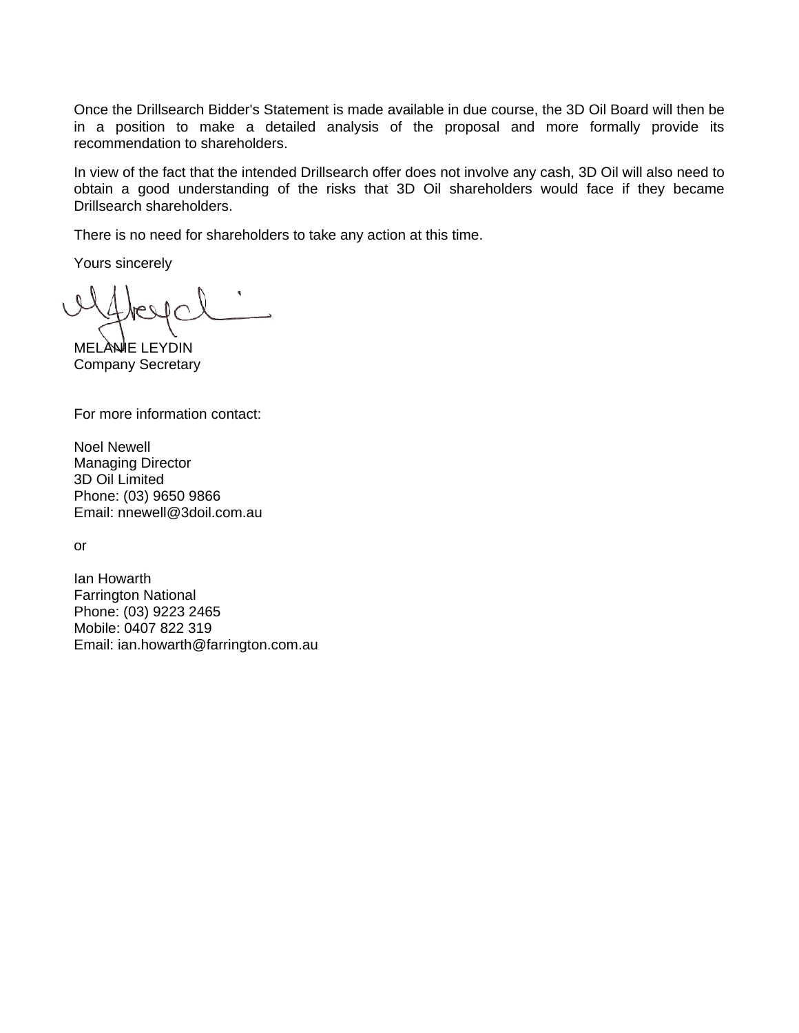Once the Drillsearch Bidder's Statement is made available in due course, the 3D Oil Board will then be in a position to make a detailed analysis of the proposal and more formally provide its recommendation to shareholders.

In view of the fact that the intended Drillsearch offer does not involve any cash, 3D Oil will also need to obtain a good understanding of the risks that 3D Oil shareholders would face if they became Drillsearch shareholders.

There is no need for shareholders to take any action at this time.

Yours sincerely

MELANIE LEYDIN
Company Secretary

For more information contact:

Noel Newell
Managing Director
3D Oil Limited
Phone: (03) 9650 9866
Email: nnewell@3doil.com.au

or

Ian Howarth
Farrington National
Phone: (03) 9223 2465
Mobile: 0407 822 319
Email: ian.howarth@farrington.com.au